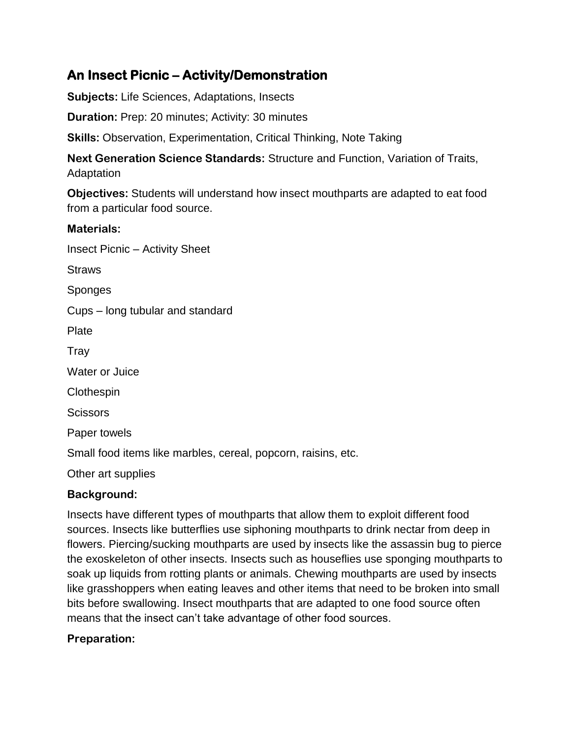# An Insect Picnic – Activity/Demonstration

**Subjects:** Life Sciences, Adaptations, Insects

**Duration:** Prep: 20 minutes; Activity: 30 minutes

**Skills:** Observation, Experimentation, Critical Thinking, Note Taking

**Next Generation Science Standards:** Structure and Function, Variation of Traits, Adaptation

**Objectives:** Students will understand how insect mouthparts are adapted to eat food from a particular food source.

**Materials:**

Insect Picnic – Activity Sheet

Straws

Sponges

Cups – long tubular and standard

Plate

Tray

Water or Juice

Clothespin

Scissors

Paper towels

Small food items like marbles, cereal, popcorn, raisins, etc.

Other art supplies

**Background:**

Insects have different types of mouthparts that allow them to exploit different food sources. Insects like butterflies use siphoning mouthparts to drink nectar from deep in flowers. Piercing/sucking mouthparts are used by insects like the assassin bug to pierce the exoskeleton of other insects. Insects such as houseflies use sponging mouthparts to soak up liquids from rotting plants or animals. Chewing mouthparts are used by insects like grasshoppers when eating leaves and other items that need to be broken into small bits before swallowing. Insect mouthparts that are adapted to one food source often means that the insect can't take advantage of other food sources.

**Preparation:**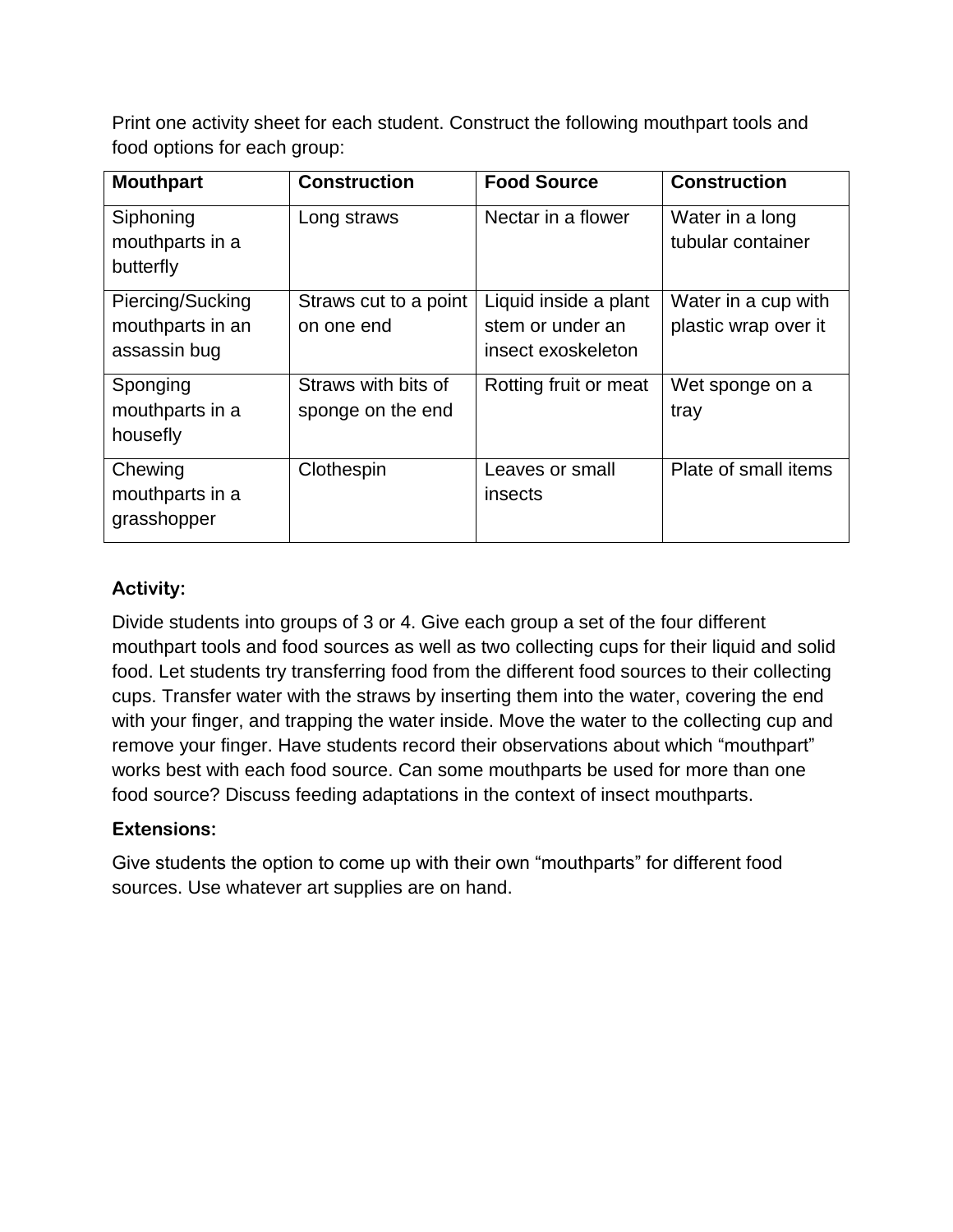Print one activity sheet for each student. Construct the following mouthpart tools and food options for each group:

| Mouthpart | Construction | Food Source | Construction |
|---|---|---|---|
| Siphoning mouthparts in a butterfly | Long straws | Nectar in a flower | Water in a long tubular container |
| Piercing/Sucking mouthparts in an assassin bug | Straws cut to a point on one end | Liquid inside a plant stem or under an insect exoskeleton | Water in a cup with plastic wrap over it |
| Sponging mouthparts in a housefly | Straws with bits of sponge on the end | Rotting fruit or meat | Wet sponge on a tray |
| Chewing mouthparts in a grasshopper | Clothespin | Leaves or small insects | Plate of small items |

### Activity:

Divide students into groups of 3 or 4. Give each group a set of the four different mouthpart tools and food sources as well as two collecting cups for their liquid and solid food. Let students try transferring food from the different food sources to their collecting cups. Transfer water with the straws by inserting them into the water, covering the end with your finger, and trapping the water inside. Move the water to the collecting cup and remove your finger. Have students record their observations about which "mouthpart" works best with each food source. Can some mouthparts be used for more than one food source? Discuss feeding adaptations in the context of insect mouthparts.

### Extensions:

Give students the option to come up with their own "mouthparts" for different food sources. Use whatever art supplies are on hand.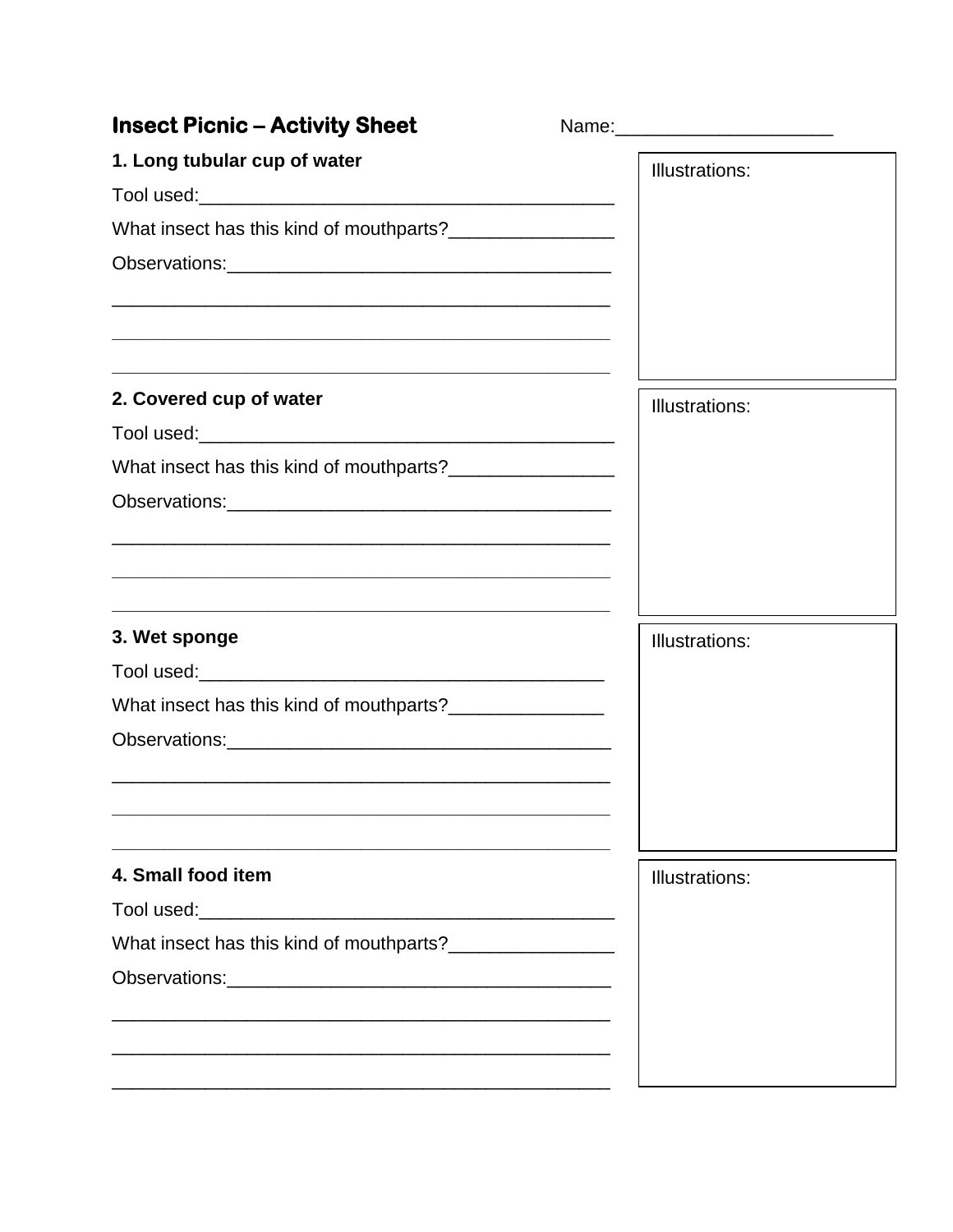# Insect Picnic – Activity Sheet

Name:_____________________

### 1. Long tubular cup of water

Tool used:________________________________________

What insect has this kind of mouthparts?________________

Observations:_____________________________________

_________________________________________________

_________________________________________________

_________________________________________________

Illustrations:

### 2. Covered cup of water

Tool used:________________________________________

What insect has this kind of mouthparts?________________

Observations:_____________________________________

_________________________________________________

_________________________________________________

_________________________________________________

Illustrations:

### 3. Wet sponge

Tool used:_______________________________________

What insect has this kind of mouthparts?_______________

Observations:_____________________________________

_________________________________________________

_________________________________________________

_________________________________________________

Illustrations:

### 4. Small food item

Tool used:________________________________________

What insect has this kind of mouthparts?________________

Observations:_____________________________________

_________________________________________________

_________________________________________________

_________________________________________________

Illustrations: